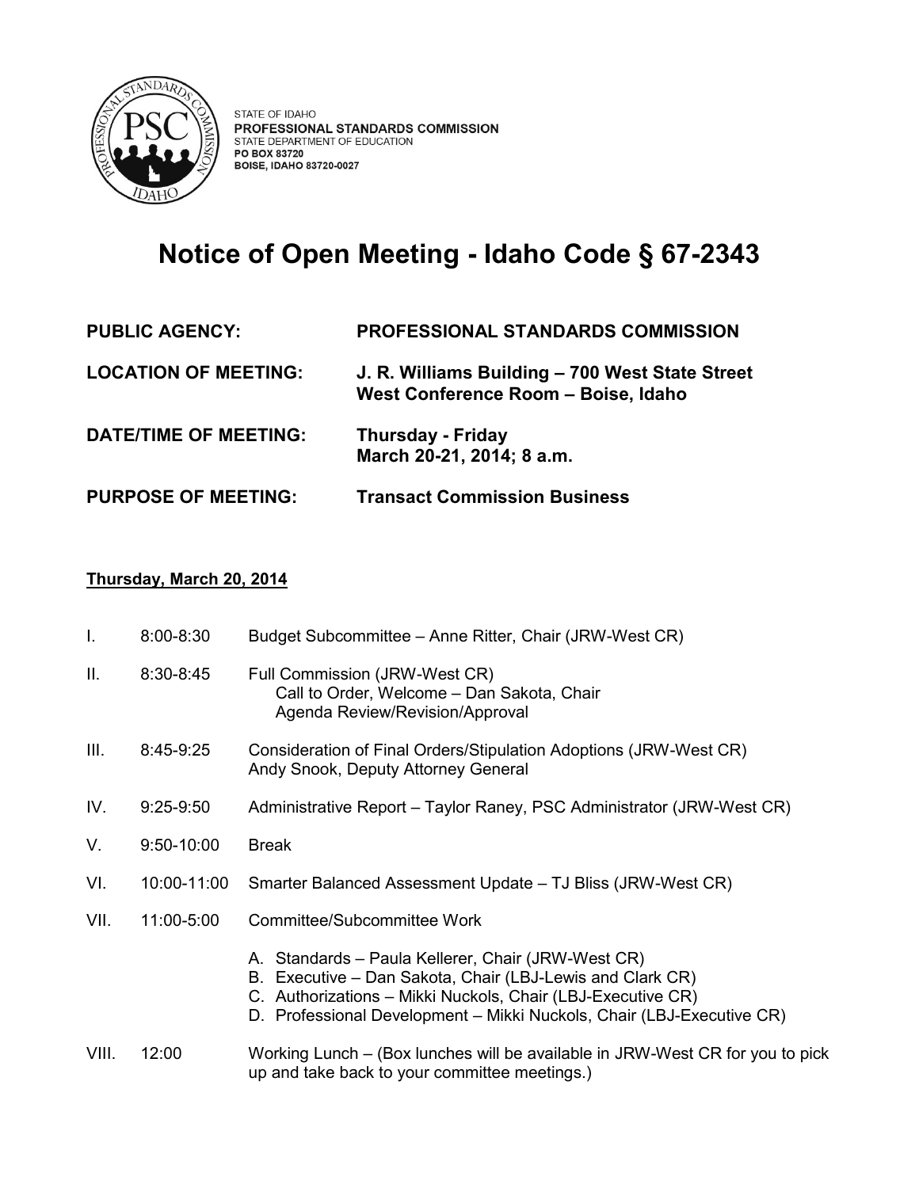STATE OF IDAHO
**PROFESSIONAL STANDARDS COMMISSION**
STATE DEPARTMENT OF EDUCATION
**PO BOX 83720**
**BOISE, IDAHO 83720-0027**

# Notice of Open Meeting - Idaho Code § 67-2343

| | |
|---|---|
| **PUBLIC AGENCY:** | **PROFESSIONAL STANDARDS COMMISSION** |
| **LOCATION OF MEETING:** | **J. R. Williams Building – 700 West State Street West Conference Room – Boise, Idaho** |
| **DATE/TIME OF MEETING:** | **Thursday - Friday March 20-21, 2014; 8 a.m.** |
| **PURPOSE OF MEETING:** | **Transact Commission Business** |

**Thursday, March 20, 2014**

I. 8:00-8:30 Budget Subcommittee – Anne Ritter, Chair (JRW-West CR)

II. 8:30-8:45 Full Commission (JRW-West CR)
  Call to Order, Welcome – Dan Sakota, Chair
  Agenda Review/Revision/Approval

III. 8:45-9:25 Consideration of Final Orders/Stipulation Adoptions (JRW-West CR)
  Andy Snook, Deputy Attorney General

IV. 9:25-9:50 Administrative Report – Taylor Raney, PSC Administrator (JRW-West CR)

V. 9:50-10:00 Break

VI. 10:00-11:00 Smarter Balanced Assessment Update – TJ Bliss (JRW-West CR)

VII. 11:00-5:00 Committee/Subcommittee Work

  A. Standards – Paula Kellerer, Chair (JRW-West CR)
  B. Executive – Dan Sakota, Chair (LBJ-Lewis and Clark CR)
  C. Authorizations – Mikki Nuckols, Chair (LBJ-Executive CR)
  D. Professional Development – Mikki Nuckols, Chair (LBJ-Executive CR)

VIII. 12:00 Working Lunch – (Box lunches will be available in JRW-West CR for you to pick up and take back to your committee meetings.)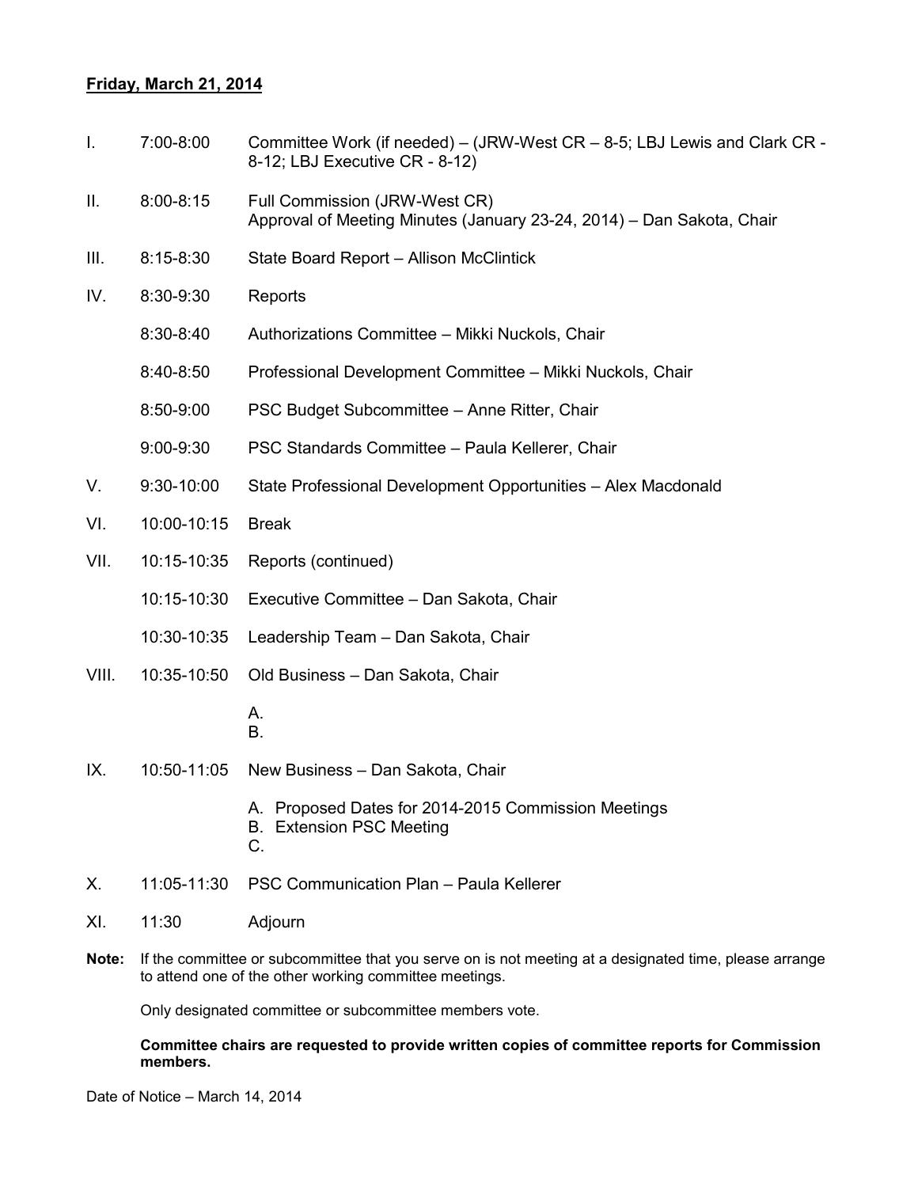**Friday, March 21, 2014**

| | | |
|---|---|---|
| I. | 7:00-8:00 | Committee Work (if needed) – (JRW-West CR – 8-5; LBJ Lewis and Clark CR - 8-12; LBJ Executive CR - 8-12) |
| II. | 8:00-8:15 | Full Commission (JRW-West CR)<br>Approval of Meeting Minutes (January 23-24, 2014) – Dan Sakota, Chair |
| III. | 8:15-8:30 | State Board Report – Allison McClintick |
| IV. | 8:30-9:30 | Reports |
| | 8:30-8:40 | Authorizations Committee – Mikki Nuckols, Chair |
| | 8:40-8:50 | Professional Development Committee – Mikki Nuckols, Chair |
| | 8:50-9:00 | PSC Budget Subcommittee – Anne Ritter, Chair |
| | 9:00-9:30 | PSC Standards Committee – Paula Kellerer, Chair |
| V. | 9:30-10:00 | State Professional Development Opportunities – Alex Macdonald |
| VI. | 10:00-10:15 | Break |
| VII. | 10:15-10:35 | Reports (continued) |
| | 10:15-10:30 | Executive Committee – Dan Sakota, Chair |
| | 10:30-10:35 | Leadership Team – Dan Sakota, Chair |
| VIII. | 10:35-10:50 | Old Business – Dan Sakota, Chair<br>A.<br>B. |
| IX. | 10:50-11:05 | New Business – Dan Sakota, Chair<br>A. Proposed Dates for 2014-2015 Commission Meetings<br>B. Extension PSC Meeting<br>C. |
| X. | 11:05-11:30 | PSC Communication Plan – Paula Kellerer |
| XI. | 11:30 | Adjourn |

**Note:** If the committee or subcommittee that you serve on is not meeting at a designated time, please arrange to attend one of the other working committee meetings.

Only designated committee or subcommittee members vote.

**Committee chairs are requested to provide written copies of committee reports for Commission members.**

Date of Notice – March 14, 2014